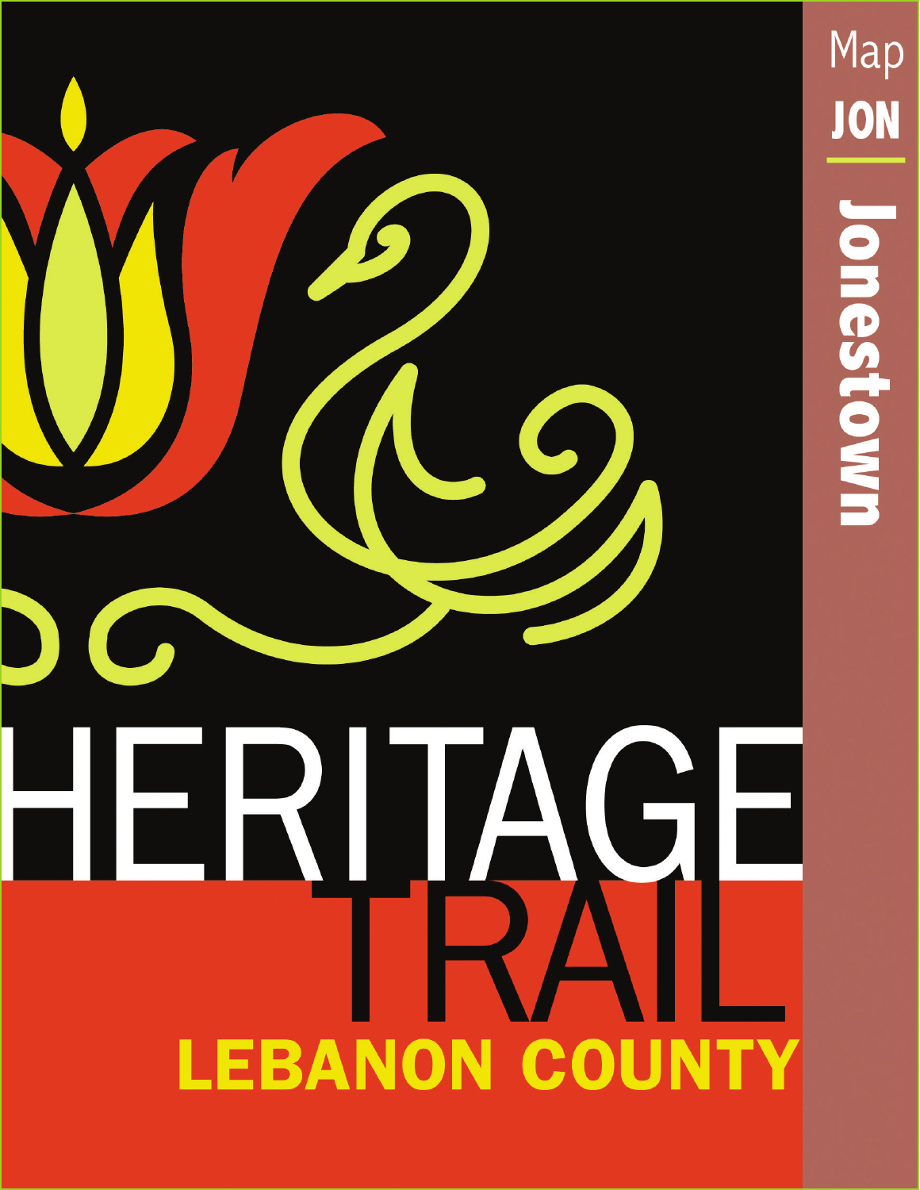# HERITAGE TRAIL

## LEBANON COUNTY

Map

JON

Jonestown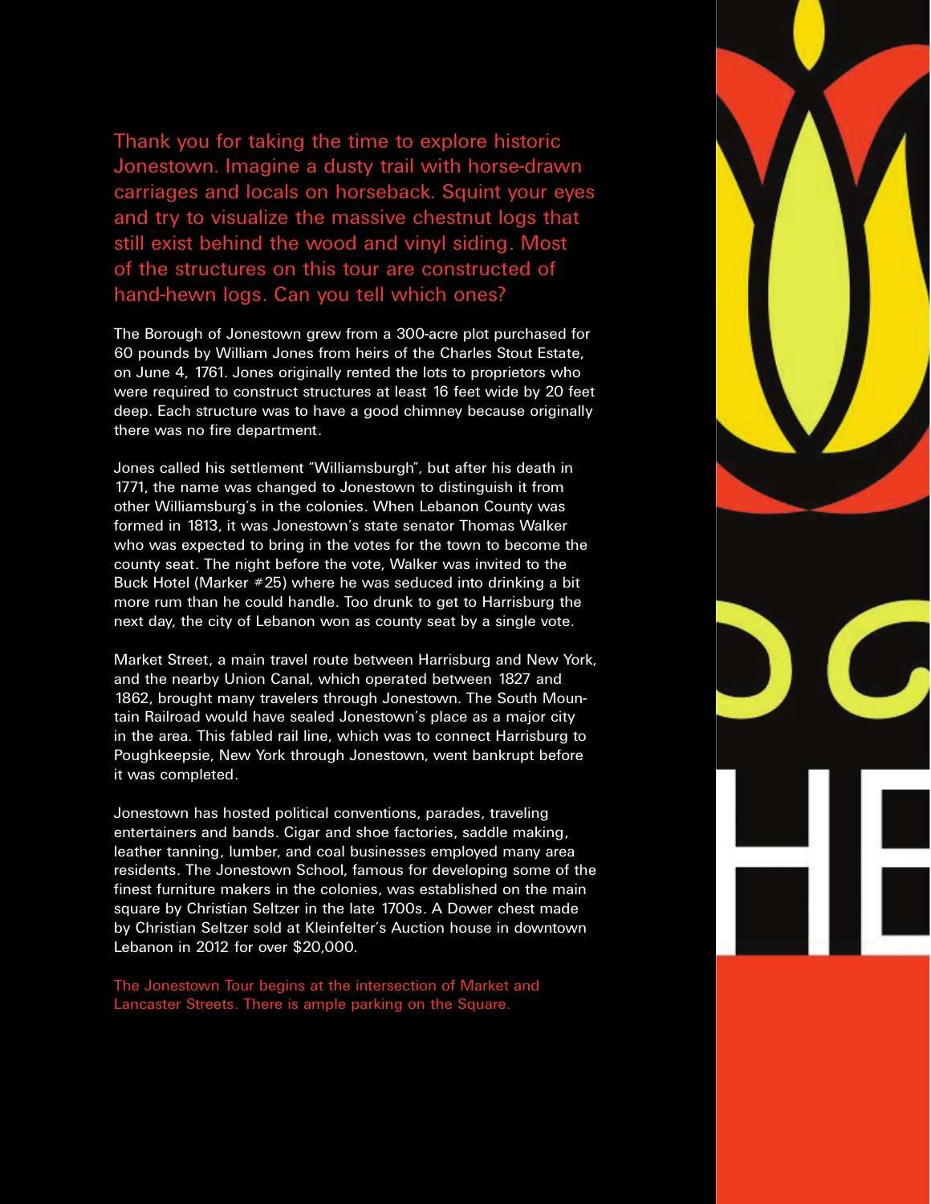Thank you for taking the time to explore historic Jonestown. Imagine a dusty trail with horse-drawn carriages and locals on horseback. Squint your eyes and try to visualize the massive chestnut logs that still exist behind the wood and vinyl siding. Most of the structures on this tour are constructed of hand-hewn logs. Can you tell which ones?

The Borough of Jonestown grew from a 300-acre plot purchased for 60 pounds by William Jones from heirs of the Charles Stout Estate, on June 4, 1761. Jones originally rented the lots to proprietors who were required to construct structures at least 16 feet wide by 20 feet deep. Each structure was to have a good chimney because originally there was no fire department.

Jones called his settlement "Williamsburgh", but after his death in 1771, the name was changed to Jonestown to distinguish it from other Williamsburg's in the colonies. When Lebanon County was formed in 1813, it was Jonestown's state senator Thomas Walker who was expected to bring in the votes for the town to become the county seat. The night before the vote, Walker was invited to the Buck Hotel (Marker #25) where he was seduced into drinking a bit more rum than he could handle. Too drunk to get to Harrisburg the next day, the city of Lebanon won as county seat by a single vote.

Market Street, a main travel route between Harrisburg and New York, and the nearby Union Canal, which operated between 1827 and 1862, brought many travelers through Jonestown. The South Mountain Railroad would have sealed Jonestown's place as a major city in the area. This fabled rail line, which was to connect Harrisburg to Poughkeepsie, New York through Jonestown, went bankrupt before it was completed.

Jonestown has hosted political conventions, parades, traveling entertainers and bands. Cigar and shoe factories, saddle making, leather tanning, lumber, and coal businesses employed many area residents. The Jonestown School, famous for developing some of the finest furniture makers in the colonies, was established on the main square by Christian Seltzer in the late 1700s. A Dower chest made by Christian Seltzer sold at Kleinfelter's Auction house in downtown Lebanon in 2012 for over $20,000.

The Jonestown Tour begins at the intersection of Market and Lancaster Streets. There is ample parking on the Square.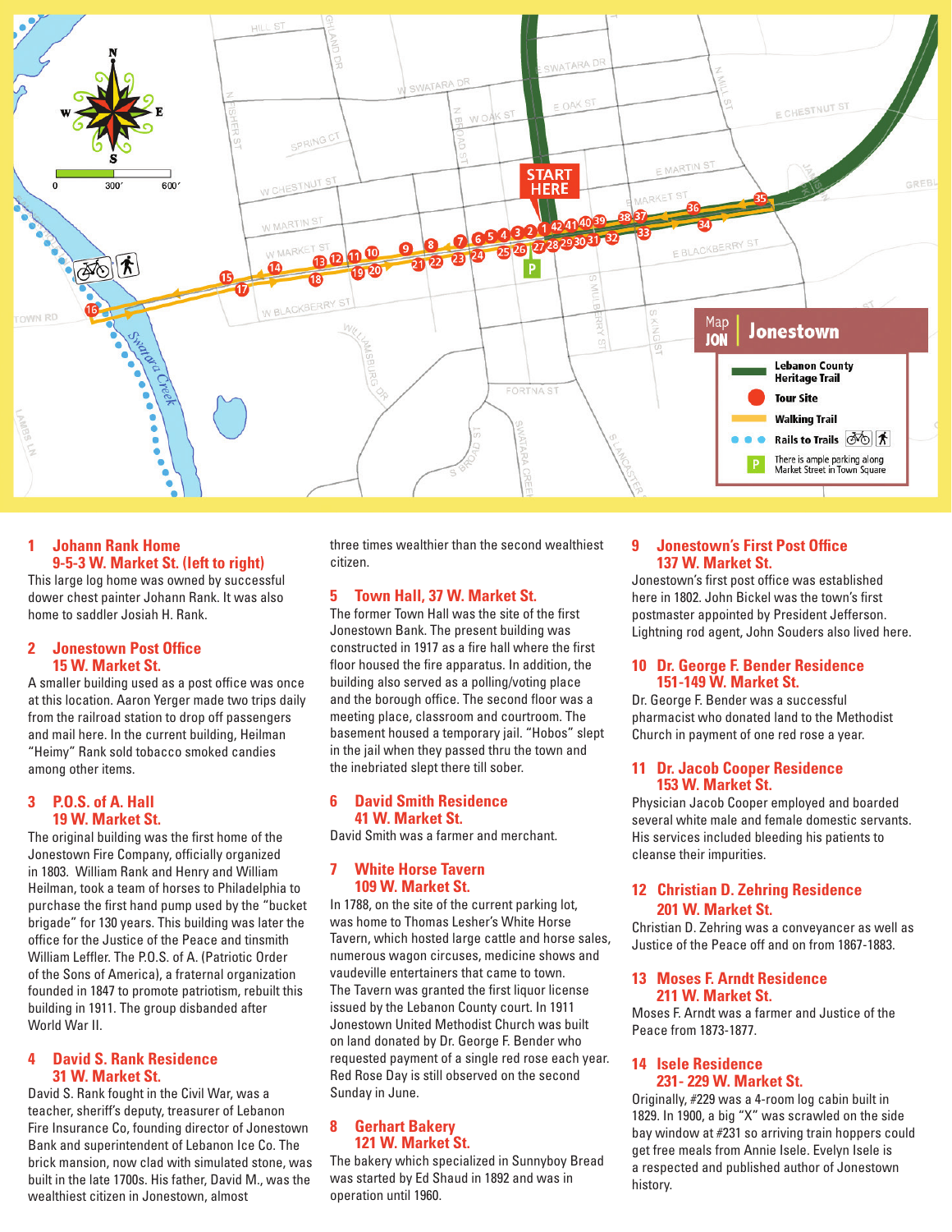## Map JON Jonestown

- Lebanon County Heritage Trail
- Tour Site
- Walking Trail
- Rails to Trails
- There is ample parking along Market Street in Town Square

START HERE

### 1 Johann Rank Home
### 9-5-3 W. Market St. (left to right)

This large log home was owned by successful dower chest painter Johann Rank. It was also home to saddler Josiah H. Rank.

### 2 Jonestown Post Office
### 15 W. Market St.

A smaller building used as a post office was once at this location. Aaron Yerger made two trips daily from the railroad station to drop off passengers and mail here. In the current building, Heilman "Heimy" Rank sold tobacco smoked candies among other items.

### 3 P.O.S. of A. Hall
### 19 W. Market St.

The original building was the first home of the Jonestown Fire Company, officially organized in 1803. William Rank and Henry and William Heilman, took a team of horses to Philadelphia to purchase the first hand pump used by the "bucket brigade" for 130 years. This building was later the office for the Justice of the Peace and tinsmith William Leffler. The P.O.S. of A. (Patriotic Order of the Sons of America), a fraternal organization founded in 1847 to promote patriotism, rebuilt this building in 1911. The group disbanded after World War II.

### 4 David S. Rank Residence
### 31 W. Market St.

David S. Rank fought in the Civil War, was a teacher, sheriff's deputy, treasurer of Lebanon Fire Insurance Co, founding director of Jonestown Bank and superintendent of Lebanon Ice Co. The brick mansion, now clad with simulated stone, was built in the late 1700s. His father, David M., was the wealthiest citizen in Jonestown, almost three times wealthier than the second wealthiest citizen.

### 5 Town Hall, 37 W. Market St.

The former Town Hall was the site of the first Jonestown Bank. The present building was constructed in 1917 as a fire hall where the first floor housed the fire apparatus. In addition, the building also served as a polling/voting place and the borough office. The second floor was a meeting place, classroom and courtroom. The basement housed a temporary jail. "Hobos" slept in the jail when they passed thru the town and the inebriated slept there till sober.

### 6 David Smith Residence
### 41 W. Market St.

David Smith was a farmer and merchant.

### 7 White Horse Tavern
### 109 W. Market St.

In 1788, on the site of the current parking lot, was home to Thomas Lesher's White Horse Tavern, which hosted large cattle and horse sales, numerous wagon circuses, medicine shows and vaudeville entertainers that came to town. The Tavern was granted the first liquor license issued by the Lebanon County court. In 1911 Jonestown United Methodist Church was built on land donated by Dr. George F. Bender who requested payment of a single red rose each year. Red Rose Day is still observed on the second Sunday in June.

### 8 Gerhart Bakery
### 121 W. Market St.

The bakery which specialized in Sunnyboy Bread was started by Ed Shaud in 1892 and was in operation until 1960.

### 9 Jonestown's First Post Office
### 137 W. Market St.

Jonestown's first post office was established here in 1802. John Bickel was the town's first postmaster appointed by President Jefferson. Lightning rod agent, John Souders also lived here.

### 10 Dr. George F. Bender Residence
### 151-149 W. Market St.

Dr. George F. Bender was a successful pharmacist who donated land to the Methodist Church in payment of one red rose a year.

### 11 Dr. Jacob Cooper Residence
### 153 W. Market St.

Physician Jacob Cooper employed and boarded several white male and female domestic servants. His services included bleeding his patients to cleanse their impurities.

### 12 Christian D. Zehring Residence
### 201 W. Market St.

Christian D. Zehring was a conveyancer as well as Justice of the Peace off and on from 1867-1883.

### 13 Moses F. Arndt Residence
### 211 W. Market St.

Moses F. Arndt was a farmer and Justice of the Peace from 1873-1877.

### 14 Isele Residence
### 231- 229 W. Market St.

Originally, #229 was a 4-room log cabin built in 1829. In 1900, a big "X" was scrawled on the side bay window at #231 so arriving train hoppers could get free meals from Annie Isele. Evelyn Isele is a respected and published author of Jonestown history.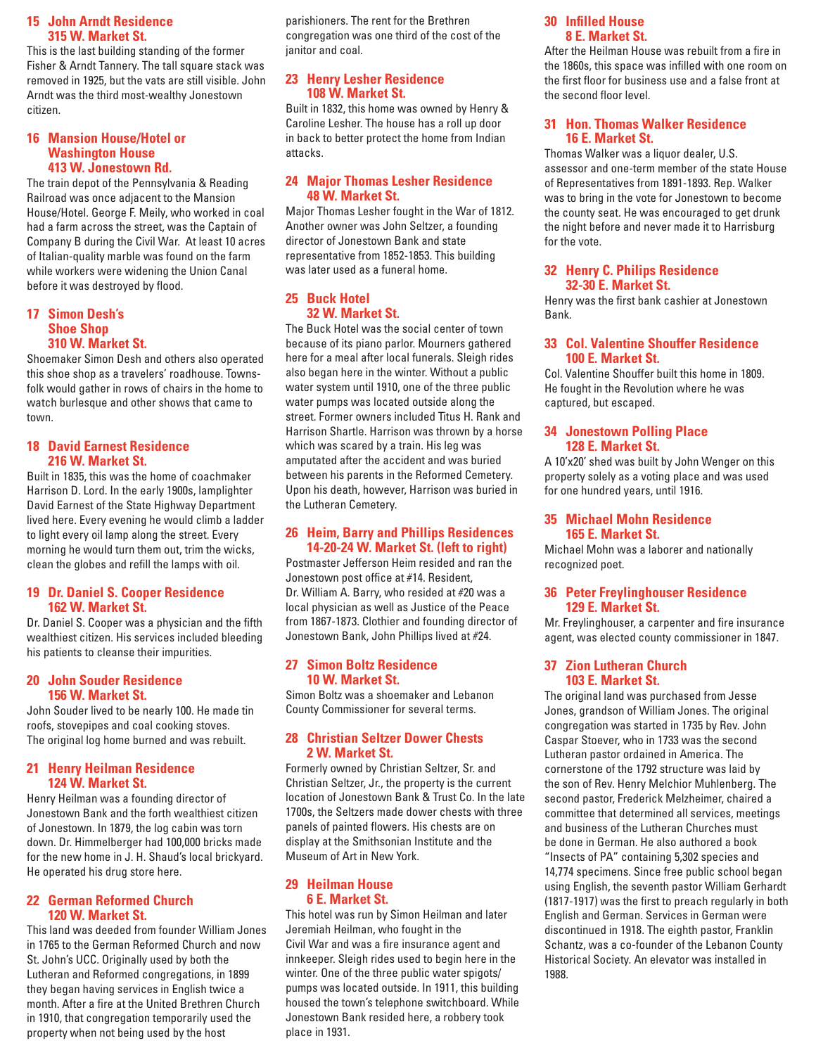### 15 John Arndt Residence 315 W. Market St.

This is the last building standing of the former Fisher & Arndt Tannery. The tall square stack was removed in 1925, but the vats are still visible. John Arndt was the third most-wealthy Jonestown citizen.

### 16 Mansion House/Hotel or Washington House 413 W. Jonestown Rd.

The train depot of the Pennsylvania & Reading Railroad was once adjacent to the Mansion House/Hotel. George F. Meily, who worked in coal had a farm across the street, was the Captain of Company B during the Civil War. At least 10 acres of Italian-quality marble was found on the farm while workers were widening the Union Canal before it was destroyed by flood.

### 17 Simon Desh's Shoe Shop 310 W. Market St.

Shoemaker Simon Desh and others also operated this shoe shop as a travelers' roadhouse. Townsfolk would gather in rows of chairs in the home to watch burlesque and other shows that came to town.

### 18 David Earnest Residence 216 W. Market St.

Built in 1835, this was the home of coachmaker Harrison D. Lord. In the early 1900s, lamplighter David Earnest of the State Highway Department lived here. Every evening he would climb a ladder to light every oil lamp along the street. Every morning he would turn them out, trim the wicks, clean the globes and refill the lamps with oil.

### 19 Dr. Daniel S. Cooper Residence 162 W. Market St.

Dr. Daniel S. Cooper was a physician and the fifth wealthiest citizen. His services included bleeding his patients to cleanse their impurities.

### 20 John Souder Residence 156 W. Market St.

John Souder lived to be nearly 100. He made tin roofs, stovepipes and coal cooking stoves. The original log home burned and was rebuilt.

### 21 Henry Heilman Residence 124 W. Market St.

Henry Heilman was a founding director of Jonestown Bank and the forth wealthiest citizen of Jonestown. In 1879, the log cabin was torn down. Dr. Himmelberger had 100,000 bricks made for the new home in J. H. Shaud's local brickyard. He operated his drug store here.

### 22 German Reformed Church 120 W. Market St.

This land was deeded from founder William Jones in 1765 to the German Reformed Church and now St. John's UCC. Originally used by both the Lutheran and Reformed congregations, in 1899 they began having services in English twice a month. After a fire at the United Brethren Church in 1910, that congregation temporarily used the property when not being used by the host parishioners. The rent for the Brethren congregation was one third of the cost of the janitor and coal.

### 23 Henry Lesher Residence 108 W. Market St.

Built in 1832, this home was owned by Henry & Caroline Lesher. The house has a roll up door in back to better protect the home from Indian attacks.

### 24 Major Thomas Lesher Residence 48 W. Market St.

Major Thomas Lesher fought in the War of 1812. Another owner was John Seltzer, a founding director of Jonestown Bank and state representative from 1852-1853. This building was later used as a funeral home.

### 25 Buck Hotel 32 W. Market St.

The Buck Hotel was the social center of town because of its piano parlor. Mourners gathered here for a meal after local funerals. Sleigh rides also began here in the winter. Without a public water system until 1910, one of the three public water pumps was located outside along the street. Former owners included Titus H. Rank and Harrison Shartle. Harrison was thrown by a horse which was scared by a train. His leg was amputated after the accident and was buried between his parents in the Reformed Cemetery. Upon his death, however, Harrison was buried in the Lutheran Cemetery.

### 26 Heim, Barry and Phillips Residences 14-20-24 W. Market St. (left to right)

Postmaster Jefferson Heim resided and ran the Jonestown post office at #14. Resident, Dr. William A. Barry, who resided at #20 was a local physician as well as Justice of the Peace from 1867-1873. Clothier and founding director of Jonestown Bank, John Phillips lived at #24.

### 27 Simon Boltz Residence 10 W. Market St.

Simon Boltz was a shoemaker and Lebanon County Commissioner for several terms.

### 28 Christian Seltzer Dower Chests 2 W. Market St.

Formerly owned by Christian Seltzer, Sr. and Christian Seltzer, Jr., the property is the current location of Jonestown Bank & Trust Co. In the late 1700s, the Seltzers made dower chests with three panels of painted flowers. His chests are on display at the Smithsonian Institute and the Museum of Art in New York.

### 29 Heilman House 6 E. Market St.

This hotel was run by Simon Heilman and later Jeremiah Heilman, who fought in the Civil War and was a fire insurance agent and innkeeper. Sleigh rides used to begin here in the winter. One of the three public water spigots/pumps was located outside. In 1911, this building housed the town's telephone switchboard. While Jonestown Bank resided here, a robbery took place in 1931.

### 30 Infilled House 8 E. Market St.

After the Heilman House was rebuilt from a fire in the 1860s, this space was infilled with one room on the first floor for business use and a false front at the second floor level.

### 31 Hon. Thomas Walker Residence 16 E. Market St.

Thomas Walker was a liquor dealer, U.S. assessor and one-term member of the state House of Representatives from 1891-1893. Rep. Walker was to bring in the vote for Jonestown to become the county seat. He was encouraged to get drunk the night before and never made it to Harrisburg for the vote.

### 32 Henry C. Philips Residence 32-30 E. Market St.

Henry was the first bank cashier at Jonestown Bank.

### 33 Col. Valentine Shouffer Residence 100 E. Market St.

Col. Valentine Shouffer built this home in 1809. He fought in the Revolution where he was captured, but escaped.

### 34 Jonestown Polling Place 128 E. Market St.

A 10'x20' shed was built by John Wenger on this property solely as a voting place and was used for one hundred years, until 1916.

### 35 Michael Mohn Residence 165 E. Market St.

Michael Mohn was a laborer and nationally recognized poet.

### 36 Peter Freylinghouser Residence 129 E. Market St.

Mr. Freylinghouser, a carpenter and fire insurance agent, was elected county commissioner in 1847.

### 37 Zion Lutheran Church 103 E. Market St.

The original land was purchased from Jesse Jones, grandson of William Jones. The original congregation was started in 1735 by Rev. John Caspar Stoever, who in 1733 was the second Lutheran pastor ordained in America. The cornerstone of the 1792 structure was laid by the son of Rev. Henry Melchior Muhlenberg. The second pastor, Frederick Melzheimer, chaired a committee that determined all services, meetings and business of the Lutheran Churches must be done in German. He also authored a book "Insects of PA" containing 5,302 species and 14,774 specimens. Since free public school began using English, the seventh pastor William Gerhardt (1817-1917) was the first to preach regularly in both English and German. Services in German were discontinued in 1918. The eighth pastor, Franklin Schantz, was a co-founder of the Lebanon County Historical Society. An elevator was installed in 1988.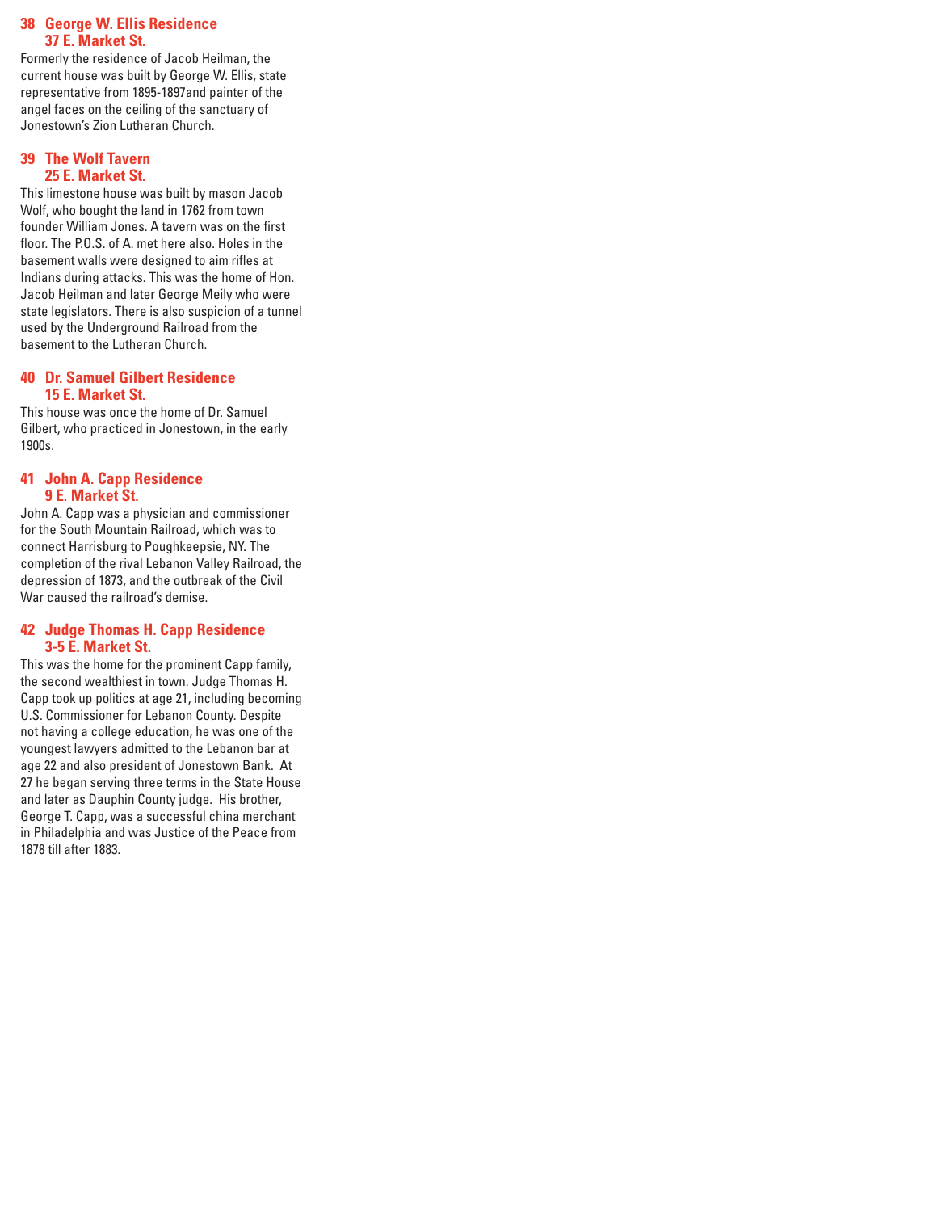### 38 George W. Ellis Residence
### 37 E. Market St.

Formerly the residence of Jacob Heilman, the current house was built by George W. Ellis, state representative from 1895-1897and painter of the angel faces on the ceiling of the sanctuary of Jonestown's Zion Lutheran Church.

### 39 The Wolf Tavern
### 25 E. Market St.

This limestone house was built by mason Jacob Wolf, who bought the land in 1762 from town founder William Jones. A tavern was on the first floor. The P.O.S. of A. met here also. Holes in the basement walls were designed to aim rifles at Indians during attacks. This was the home of Hon. Jacob Heilman and later George Meily who were state legislators. There is also suspicion of a tunnel used by the Underground Railroad from the basement to the Lutheran Church.

### 40 Dr. Samuel Gilbert Residence
### 15 E. Market St.

This house was once the home of Dr. Samuel Gilbert, who practiced in Jonestown, in the early 1900s.

### 41 John A. Capp Residence
### 9 E. Market St.

John A. Capp was a physician and commissioner for the South Mountain Railroad, which was to connect Harrisburg to Poughkeepsie, NY. The completion of the rival Lebanon Valley Railroad, the depression of 1873, and the outbreak of the Civil War caused the railroad's demise.

### 42 Judge Thomas H. Capp Residence
### 3-5 E. Market St.

This was the home for the prominent Capp family, the second wealthiest in town. Judge Thomas H. Capp took up politics at age 21, including becoming U.S. Commissioner for Lebanon County. Despite not having a college education, he was one of the youngest lawyers admitted to the Lebanon bar at age 22 and also president of Jonestown Bank. At 27 he began serving three terms in the State House and later as Dauphin County judge. His brother, George T. Capp, was a successful china merchant in Philadelphia and was Justice of the Peace from 1878 till after 1883.